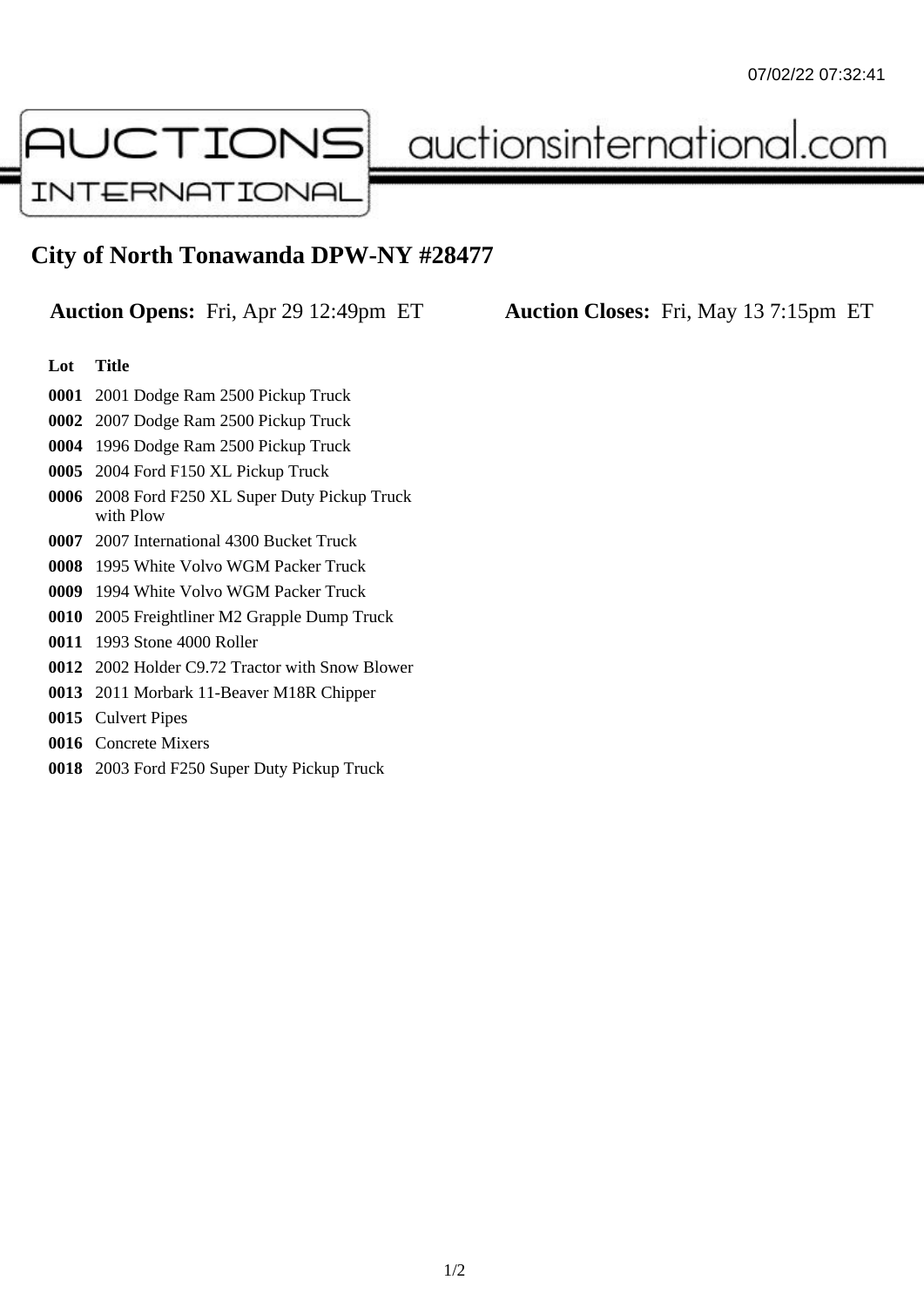07/02/22 07:32:41

# AUCTIONS INTERNATIONAL

auctionsinternational.com

## City of North Tonawanda DPW-NY #28477

**Auction Opens:** Fri, Apr 29 12:49pm ET **Auction Closes:** Fri, May 13 7:15pm ET

| Lot | Title |
|---|---|
| **0001** | 2001 Dodge Ram 2500 Pickup Truck |
| **0002** | 2007 Dodge Ram 2500 Pickup Truck |
| **0004** | 1996 Dodge Ram 2500 Pickup Truck |
| **0005** | 2004 Ford F150 XL Pickup Truck |
| **0006** | 2008 Ford F250 XL Super Duty Pickup Truck with Plow |
| **0007** | 2007 International 4300 Bucket Truck |
| **0008** | 1995 White Volvo WGM Packer Truck |
| **0009** | 1994 White Volvo WGM Packer Truck |
| **0010** | 2005 Freightliner M2 Grapple Dump Truck |
| **0011** | 1993 Stone 4000 Roller |
| **0012** | 2002 Holder C9.72 Tractor with Snow Blower |
| **0013** | 2011 Morbark 11-Beaver M18R Chipper |
| **0015** | Culvert Pipes |
| **0016** | Concrete Mixers |
| **0018** | 2003 Ford F250 Super Duty Pickup Truck |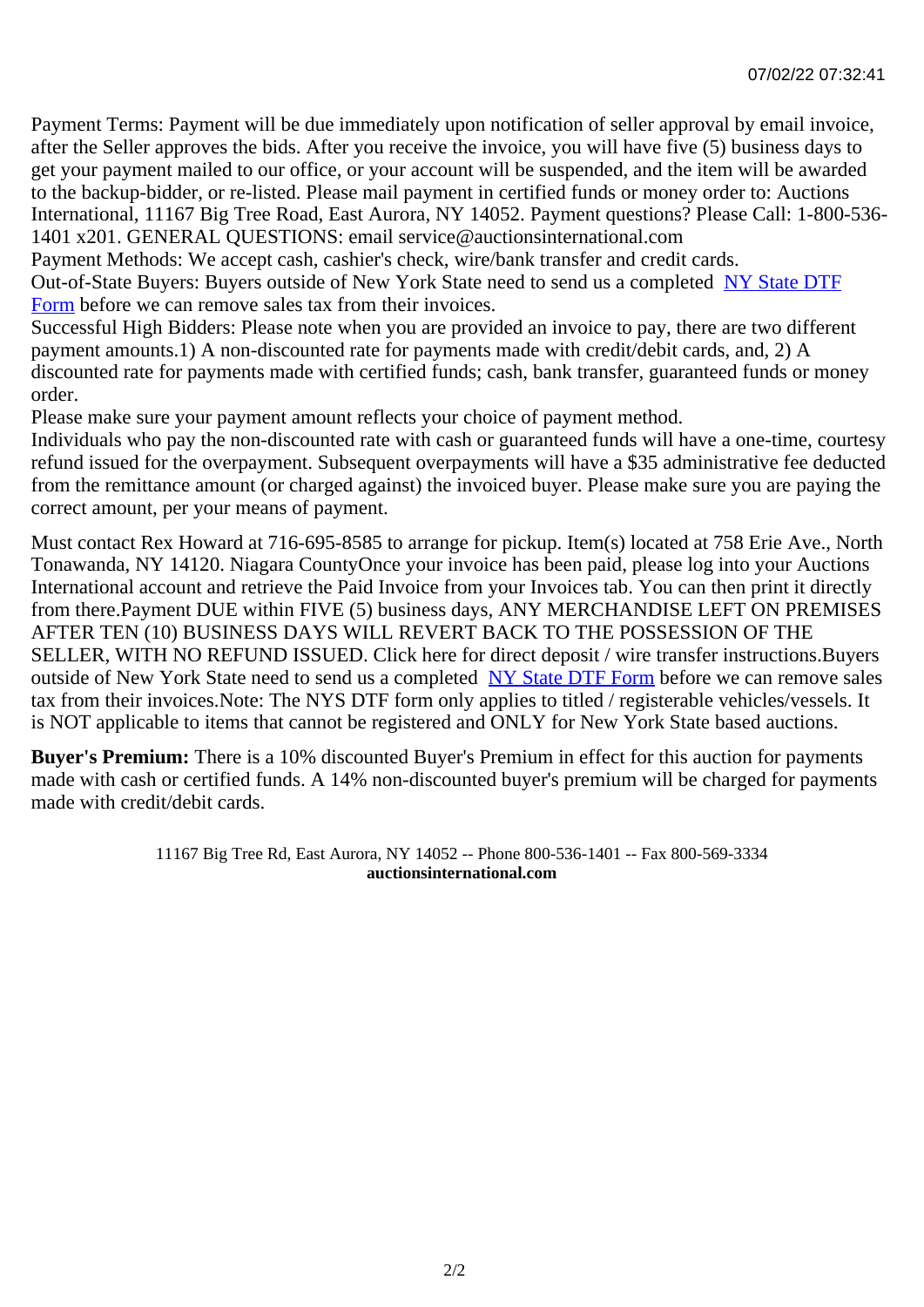Payment Terms: Payment will be due immediately upon notification of seller approval by email invoice, after the Seller approves the bids. After you receive the invoice, you will have five (5) business days to get your payment mailed to our office, or your account will be suspended, and the item will be awarded to the backup-bidder, or re-listed. Please mail payment in certified funds or money order to: Auctions International, 11167 Big Tree Road, East Aurora, NY 14052. Payment questions? Please Call: 1-800-536-1401 x201. GENERAL QUESTIONS: email service@auctionsinternational.com

Payment Methods: We accept cash, cashier's check, wire/bank transfer and credit cards.

Out-of-State Buyers: Buyers outside of New York State need to send us a completed NY State DTF Form before we can remove sales tax from their invoices.

Successful High Bidders: Please note when you are provided an invoice to pay, there are two different payment amounts.1) A non-discounted rate for payments made with credit/debit cards, and, 2) A discounted rate for payments made with certified funds; cash, bank transfer, guaranteed funds or money order.

Please make sure your payment amount reflects your choice of payment method.

Individuals who pay the non-discounted rate with cash or guaranteed funds will have a one-time, courtesy refund issued for the overpayment. Subsequent overpayments will have a $35 administrative fee deducted from the remittance amount (or charged against) the invoiced buyer. Please make sure you are paying the correct amount, per your means of payment.

Must contact Rex Howard at 716-695-8585 to arrange for pickup. Item(s) located at 758 Erie Ave., North Tonawanda, NY 14120. Niagara CountyOnce your invoice has been paid, please log into your Auctions International account and retrieve the Paid Invoice from your Invoices tab. You can then print it directly from there.Payment DUE within FIVE (5) business days, ANY MERCHANDISE LEFT ON PREMISES AFTER TEN (10) BUSINESS DAYS WILL REVERT BACK TO THE POSSESSION OF THE SELLER, WITH NO REFUND ISSUED. Click here for direct deposit / wire transfer instructions.Buyers outside of New York State need to send us a completed NY State DTF Form before we can remove sales tax from their invoices.Note: The NYS DTF form only applies to titled / registerable vehicles/vessels. It is NOT applicable to items that cannot be registered and ONLY for New York State based auctions.

**Buyer's Premium:** There is a 10% discounted Buyer's Premium in effect for this auction for payments made with cash or certified funds. A 14% non-discounted buyer's premium will be charged for payments made with credit/debit cards.